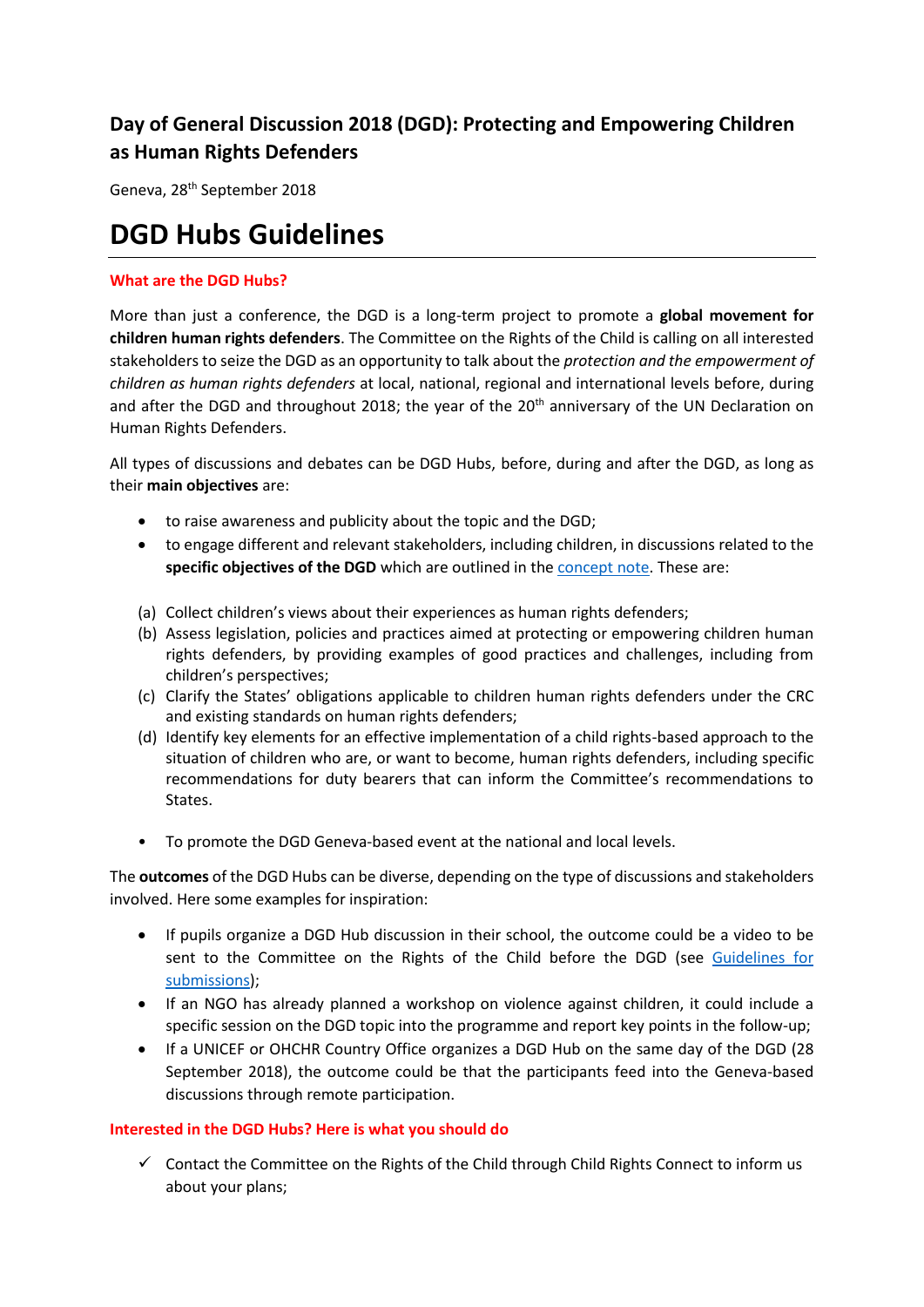# Day of General Discussion 2018 (DGD): Protecting and Empowering Children as Human Rights Defenders

Geneva, 28th September 2018

# DGD Hubs Guidelines

### What are the DGD Hubs?

More than just a conference, the DGD is a long-term project to promote a **global movement for children human rights defenders**. The Committee on the Rights of the Child is calling on all interested stakeholders to seize the DGD as an opportunity to talk about the *protection and the empowerment of children as human rights defenders* at local, national, regional and international levels before, during and after the DGD and throughout 2018; the year of the 20th anniversary of the UN Declaration on Human Rights Defenders.

All types of discussions and debates can be DGD Hubs, before, during and after the DGD, as long as their **main objectives** are:

- to raise awareness and publicity about the topic and the DGD;
- to engage different and relevant stakeholders, including children, in discussions related to the **specific objectives of the DGD** which are outlined in the [concept note](). These are:

(a) Collect children's views about their experiences as human rights defenders;
(b) Assess legislation, policies and practices aimed at protecting or empowering children human rights defenders, by providing examples of good practices and challenges, including from children's perspectives;
(c) Clarify the States' obligations applicable to children human rights defenders under the CRC and existing standards on human rights defenders;
(d) Identify key elements for an effective implementation of a child rights-based approach to the situation of children who are, or want to become, human rights defenders, including specific recommendations for duty bearers that can inform the Committee's recommendations to States.

- To promote the DGD Geneva-based event at the national and local levels.

The **outcomes** of the DGD Hubs can be diverse, depending on the type of discussions and stakeholders involved. Here some examples for inspiration:

- If pupils organize a DGD Hub discussion in their school, the outcome could be a video to be sent to the Committee on the Rights of the Child before the DGD (see [Guidelines for submissions]());
- If an NGO has already planned a workshop on violence against children, it could include a specific session on the DGD topic into the programme and report key points in the follow-up;
- If a UNICEF or OHCHR Country Office organizes a DGD Hub on the same day of the DGD (28 September 2018), the outcome could be that the participants feed into the Geneva-based discussions through remote participation.

### Interested in the DGD Hubs? Here is what you should do

- ✓ Contact the Committee on the Rights of the Child through Child Rights Connect to inform us about your plans;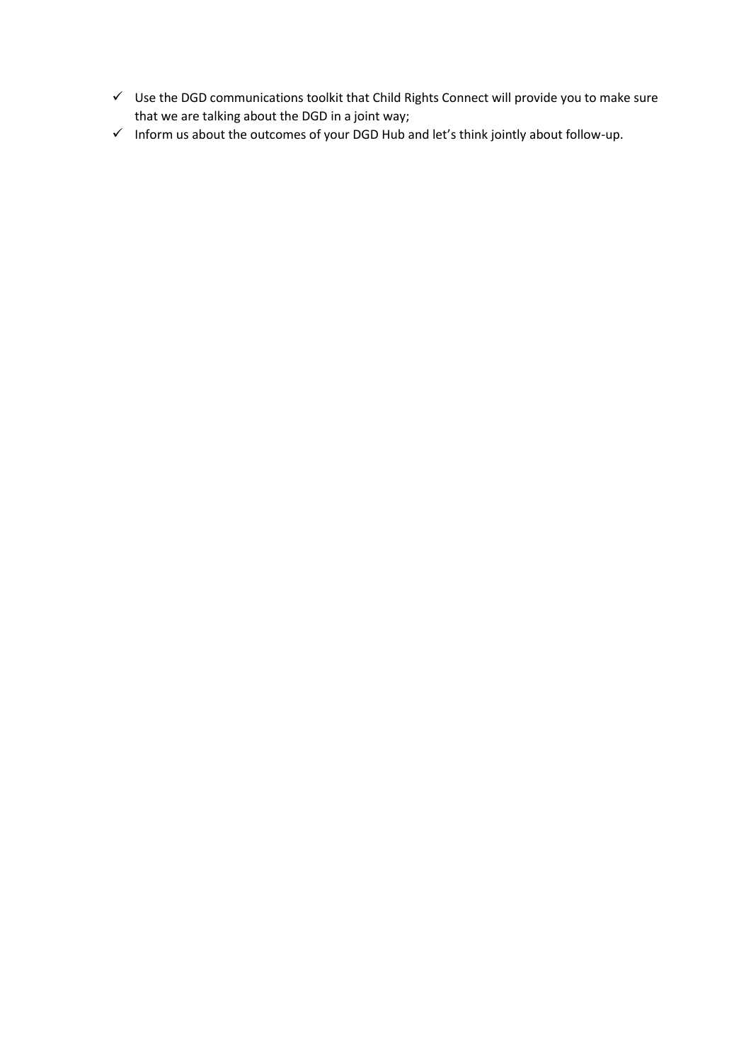- ✓ Use the DGD communications toolkit that Child Rights Connect will provide you to make sure that we are talking about the DGD in a joint way;
- ✓ Inform us about the outcomes of your DGD Hub and let's think jointly about follow-up.